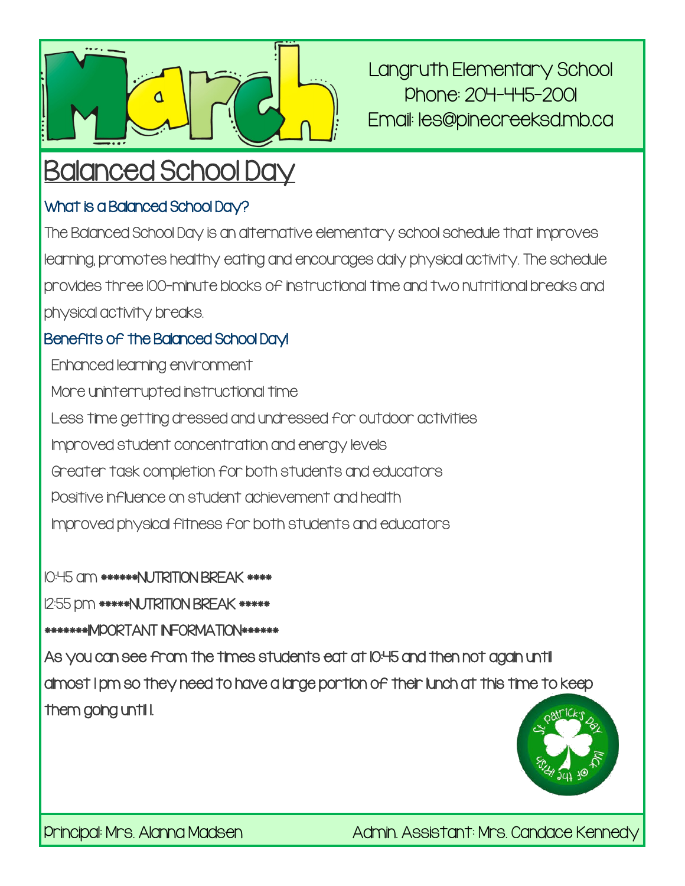# March

Langruth Elementary School
Phone: 204-445-2001
Email: les@pinecreeksd.mb.ca

## Balanced School Day

### What is a Balanced School Day?

The Balanced School Day is an alternative elementary school schedule that improves learning, promotes healthy eating and encourages daily physical activity. The schedule provides three 100-minute blocks of instructional time and two nutritional breaks and physical activity breaks.

### Benefits of the Balanced School Day!

- Enhanced learning environment
- More uninterrupted instructional time
- Less time getting dressed and undressed for outdoor activities
- Improved student concentration and energy levels
- Greater task completion for both students and educators
- Positive influence on student achievement and health
- Improved physical fitness for both students and educators

10:45 am ******NUTRITION BREAK ****

12:55 pm *****NUTRITION BREAK *****

**********IMPORTANT INFORMATION********

**As you can see from the times students eat at 10:45 and then not again until almost 1 pm so they need to have a large portion of their lunch at this time to keep them going until 1.**

Principal: Mrs. Alanna Madsen

Admin. Assistant: Mrs. Candace Kennedy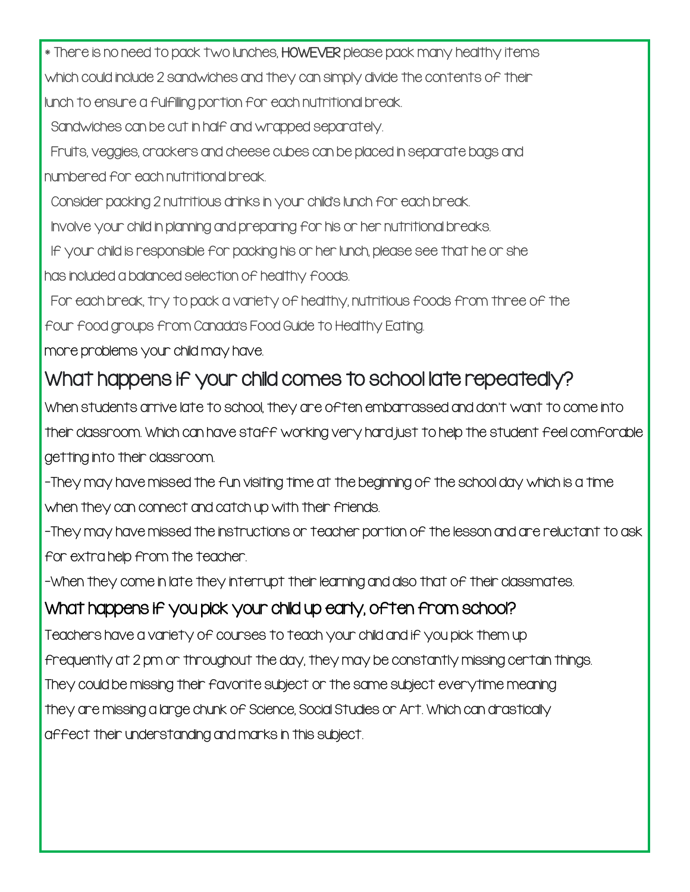* There is no need to pack two lunches, **HOWEVER** please pack many healthy items which could include 2 sandwiches and they can simply divide the contents of their lunch to ensure a fulfilling portion for each nutritional break.

Sandwiches can be cut in half and wrapped separately.

Fruits, veggies, crackers and cheese cubes can be placed in separate bags and numbered for each nutritional break.

Consider packing 2 nutritious drinks in your child's lunch for each break.

Involve your child in planning and preparing for his or her nutritional breaks.

If your child is responsible for packing his or her lunch, please see that he or she has included a balanced selection of healthy foods.

For each break, try to pack a variety of healthy, nutritious foods from three of the four food groups from Canada's Food Guide to Healthy Eating.

more problems your child may have.

## What happens if your child comes to school late repeatedly?

When students arrive late to school, they are often embarrassed and don't want to come into their classroom. Which can have staff working very hard just to help the student feel comforable getting into their classroom.

-They may have missed the fun visiting time at the beginning of the school day which is a time when they can connect and catch up with their friends.

-They may have missed the instructions or teacher portion of the lesson and are reluctant to ask for extra help from the teacher.

-When they come in late they interrupt their learning and also that of their classmates.

### What happens if you pick your child up early, often from school?

Teachers have a variety of courses to teach your child and if you pick them up frequently at 2 pm or throughout the day, they may be constantly missing certain things. They could be missing their favorite subject or the same subject everytime meaning they are missing a large chunk of Science, Social Studies or Art. Which can drastically affect their understanding and marks in this subject.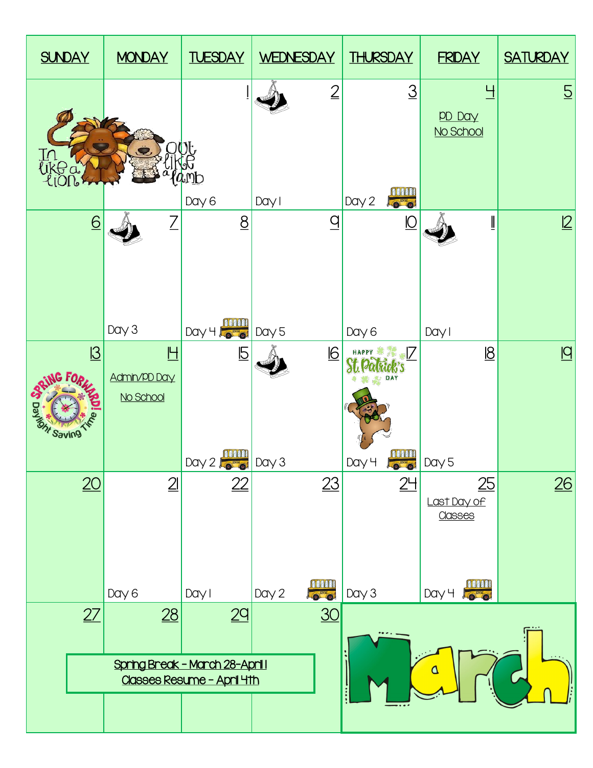# March

| SUNDAY | MONDAY | TUESDAY | WEDNESDAY | THURSDAY | FRIDAY | SATURDAY |
|---|---|---|---|---|---|---|
| In like a lion | out like a lamb | 1<br>Day 6 | 2<br>Day 1 | 3<br>Day 2 | 4<br>PD Day<br>No School | 5 |
| 6 | 7<br>Day 3 | 8<br>Day 4 | 9<br>Day 5 | 10<br>Day 6 | 11<br>Day 1 | 12 |
| 13<br>Spring Forward! Daylight Saving Time | 14<br>Admin/PD Day<br>No School | 15<br>Day 2 | 16<br>Day 3 | 17<br>Happy St. Patrick's Day<br>Day 4 | 18<br>Day 5 | 19 |
| 20 | 21<br>Day 6 | 22<br>Day 1 | 23<br>Day 2 | 24<br>Day 3 | 25<br>Last Day of Classes<br>Day 4 | 26 |
| 27 | 28 | 29 | 30 | | | |

Spring Break - March 28-April 1
Classes Resume - April 4th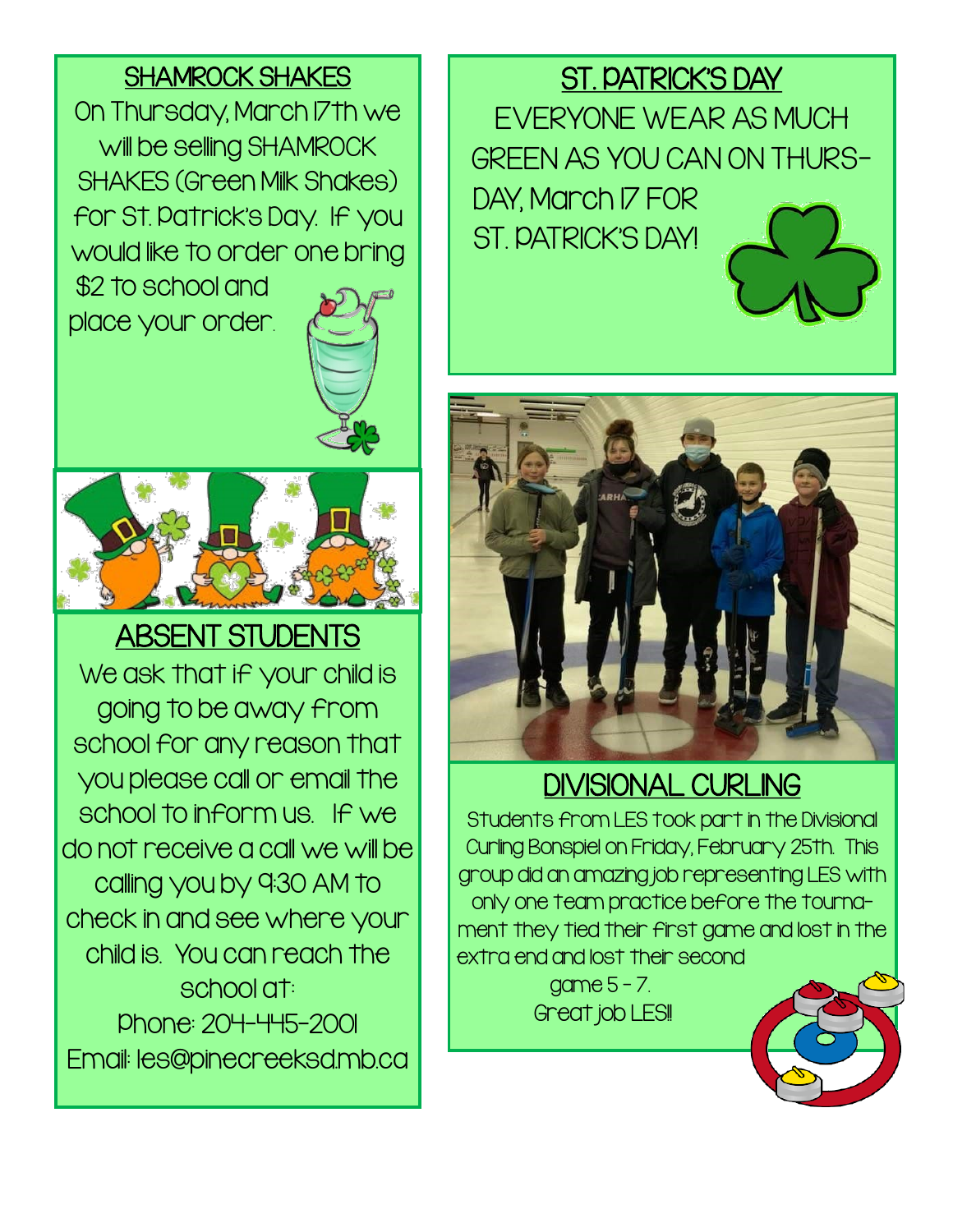## SHAMROCK SHAKES

On Thursday, March 17th we will be selling SHAMROCK SHAKES (Green Milk Shakes) for St. Patrick's Day. If you would like to order one bring $2 to school and place your order.

## ABSENT STUDENTS

We ask that if your child is going to be away from school for any reason that you please call or email the school to inform us. If we do not receive a call we will be calling you by 9:30 AM to check in and see where your child is. You can reach the school at:

Phone: 204-445-2001

Email: les@pinecreeksd.mb.ca

## ST. PATRICK'S DAY

EVERYONE WEAR AS MUCH GREEN AS YOU CAN ON THURSDAY, March 17 FOR ST. PATRICK'S DAY!

## DIVISIONAL CURLING

Students from LES took part in the Divisional Curling Bonspiel on Friday, February 25th. This group did an amazing job representing LES with only one team practice before the tournament they tied their first game and lost in the extra end and lost their second game 5 - 7.

Great job LES!!